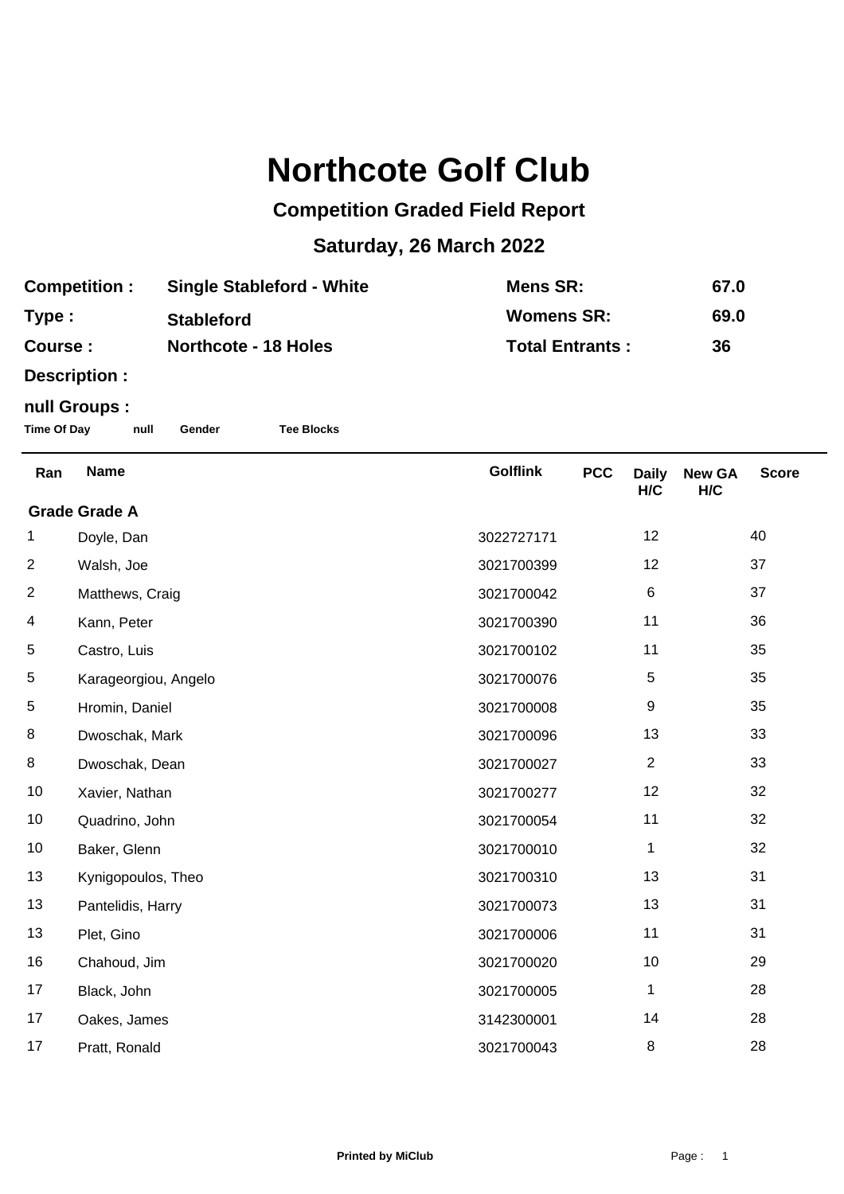# Northcote Golf Club

## Competition Graded Field Report

## Saturday, 26 March 2022

| | | | |
|---|---|---|---|
| **Competition :** | **Single Stableford - White** | **Mens SR:** | **67.0** |
| **Type :** | **Stableford** | **Womens SR:** | **69.0** |
| **Course :** | **Northcote - 18 Holes** | **Total Entrants :** | **36** |

**Description :**

**null Groups :**

**Time Of Day** **null** **Gender** **Tee Blocks**

| Ran | Name | Golflink | PCC | Daily H/C | New GA H/C | Score |
|---|---|---|---|---|---|---|
| **Grade Grade A** | | | | | | |
| 1 | Doyle, Dan | 3022727171 | | 12 | | 40 |
| 2 | Walsh, Joe | 3021700399 | | 12 | | 37 |
| 2 | Matthews, Craig | 3021700042 | | 6 | | 37 |
| 4 | Kann, Peter | 3021700390 | | 11 | | 36 |
| 5 | Castro, Luis | 3021700102 | | 11 | | 35 |
| 5 | Karageorgiou, Angelo | 3021700076 | | 5 | | 35 |
| 5 | Hromin, Daniel | 3021700008 | | 9 | | 35 |
| 8 | Dwoschak, Mark | 3021700096 | | 13 | | 33 |
| 8 | Dwoschak, Dean | 3021700027 | | 2 | | 33 |
| 10 | Xavier, Nathan | 3021700277 | | 12 | | 32 |
| 10 | Quadrino, John | 3021700054 | | 11 | | 32 |
| 10 | Baker, Glenn | 3021700010 | | 1 | | 32 |
| 13 | Kynigopoulos, Theo | 3021700310 | | 13 | | 31 |
| 13 | Pantelidis, Harry | 3021700073 | | 13 | | 31 |
| 13 | Plet, Gino | 3021700006 | | 11 | | 31 |
| 16 | Chahoud, Jim | 3021700020 | | 10 | | 29 |
| 17 | Black, John | 3021700005 | | 1 | | 28 |
| 17 | Oakes, James | 3142300001 | | 14 | | 28 |
| 17 | Pratt, Ronald | 3021700043 | | 8 | | 28 |

Printed by MiClub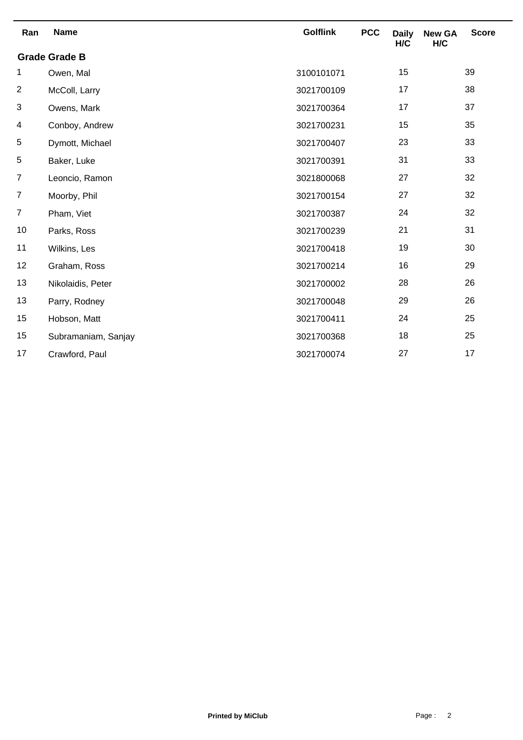| Ran | Name | Golflink | PCC | Daily H/C | New GA H/C | Score |
|---|---|---|---|---|---|---|
| **Grade Grade B** | | | | | | |
| 1 | Owen, Mal | 3100101071 | | 15 | | 39 |
| 2 | McColl, Larry | 3021700109 | | 17 | | 38 |
| 3 | Owens, Mark | 3021700364 | | 17 | | 37 |
| 4 | Conboy, Andrew | 3021700231 | | 15 | | 35 |
| 5 | Dymott, Michael | 3021700407 | | 23 | | 33 |
| 5 | Baker, Luke | 3021700391 | | 31 | | 33 |
| 7 | Leoncio, Ramon | 3021800068 | | 27 | | 32 |
| 7 | Moorby, Phil | 3021700154 | | 27 | | 32 |
| 7 | Pham, Viet | 3021700387 | | 24 | | 32 |
| 10 | Parks, Ross | 3021700239 | | 21 | | 31 |
| 11 | Wilkins, Les | 3021700418 | | 19 | | 30 |
| 12 | Graham, Ross | 3021700214 | | 16 | | 29 |
| 13 | Nikolaidis, Peter | 3021700002 | | 28 | | 26 |
| 13 | Parry, Rodney | 3021700048 | | 29 | | 26 |
| 15 | Hobson, Matt | 3021700411 | | 24 | | 25 |
| 15 | Subramaniam, Sanjay | 3021700368 | | 18 | | 25 |
| 17 | Crawford, Paul | 3021700074 | | 27 | | 17 |

**Printed by MiClub**